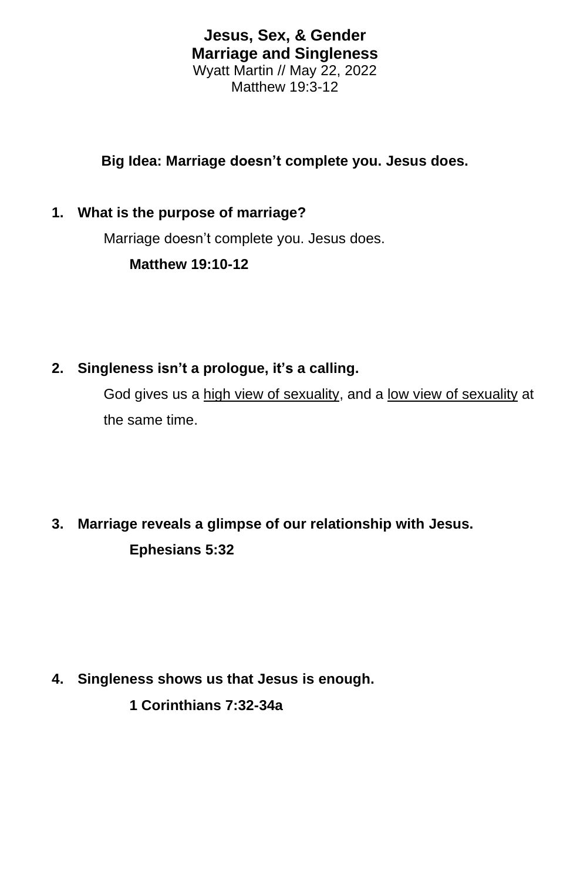# Jesus, Sex, & Gender
## Marriage and Singleness

Wyatt Martin // May 22, 2022
Matthew 19:3-12

**Big Idea: Marriage doesn't complete you. Jesus does.**

1. **What is the purpose of marriage?**

   Marriage doesn't complete you. Jesus does.

   **Matthew 19:10-12**

2. **Singleness isn't a prologue, it's a calling.**

   God gives us a <u>high view of sexuality</u>, and a <u>low view of sexuality</u> at the same time.

3. **Marriage reveals a glimpse of our relationship with Jesus.**

   **Ephesians 5:32**

4. **Singleness shows us that Jesus is enough.**

   **1 Corinthians 7:32-34a**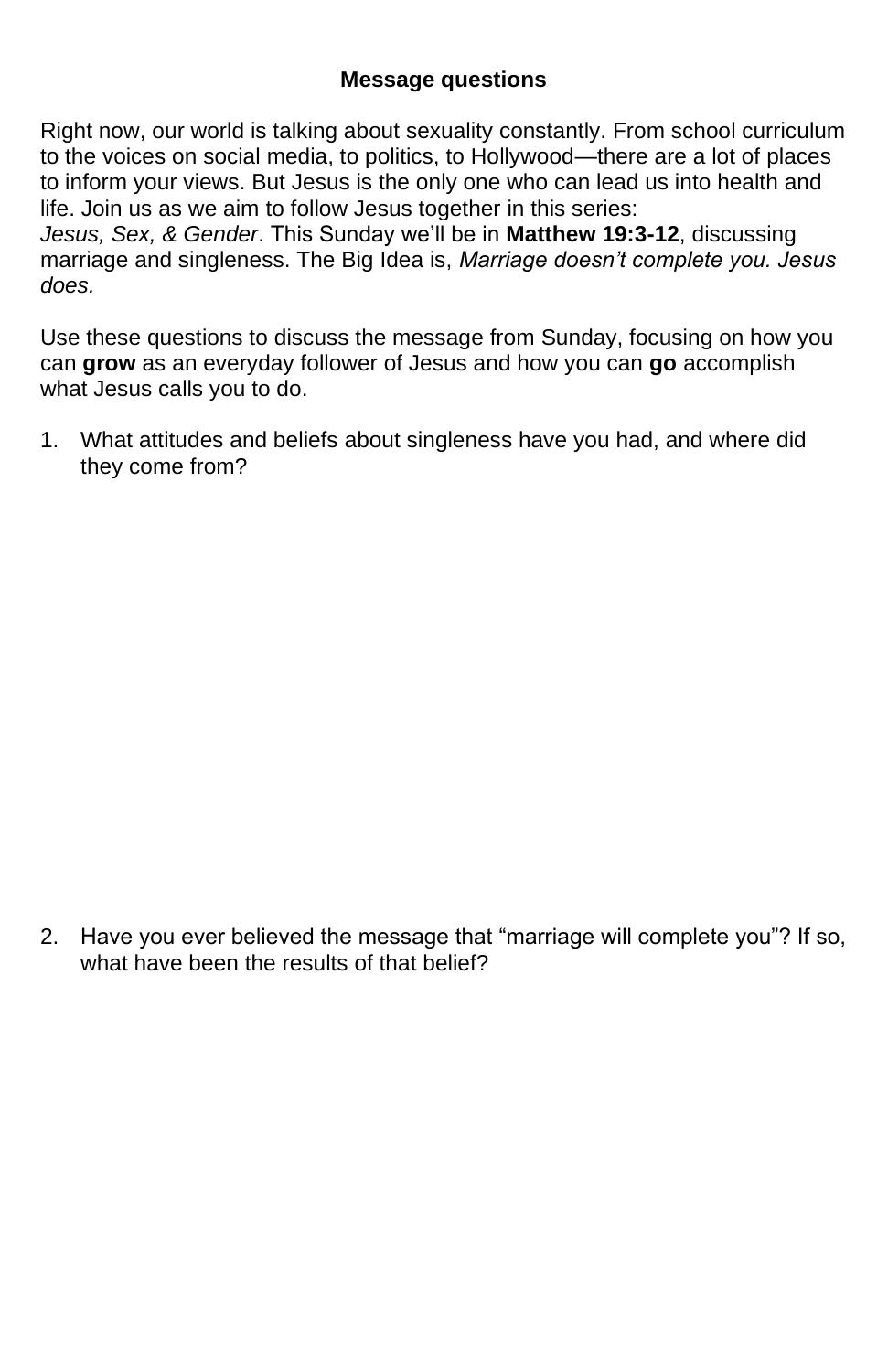**Message questions**

Right now, our world is talking about sexuality constantly. From school curriculum to the voices on social media, to politics, to Hollywood—there are a lot of places to inform your views. But Jesus is the only one who can lead us into health and life. Join us as we aim to follow Jesus together in this series: *Jesus, Sex, & Gender*. This Sunday we'll be in **Matthew 19:3-12**, discussing marriage and singleness. The Big Idea is, *Marriage doesn't complete you. Jesus does.*

Use these questions to discuss the message from Sunday, focusing on how you can **grow** as an everyday follower of Jesus and how you can **go** accomplish what Jesus calls you to do.

1. What attitudes and beliefs about singleness have you had, and where did they come from?

2. Have you ever believed the message that "marriage will complete you"? If so, what have been the results of that belief?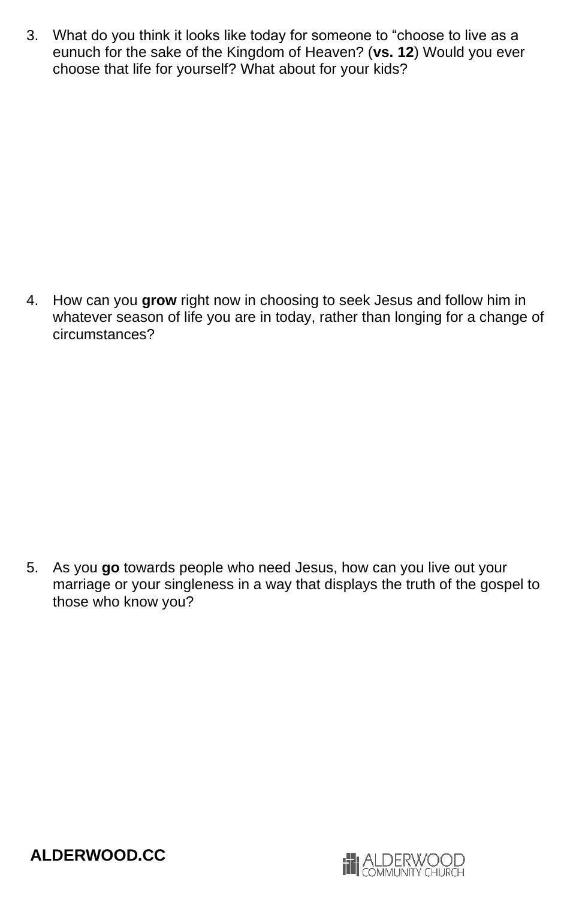3. What do you think it looks like today for someone to “choose to live as a eunuch for the sake of the Kingdom of Heaven? (**vs. 12**) Would you ever choose that life for yourself? What about for your kids?

4. How can you **grow** right now in choosing to seek Jesus and follow him in whatever season of life you are in today, rather than longing for a change of circumstances?

5. As you **go** towards people who need Jesus, how can you live out your marriage or your singleness in a way that displays the truth of the gospel to those who know you?

**ALDERWOOD.CC**

ALDERWOOD COMMUNITY CHURCH